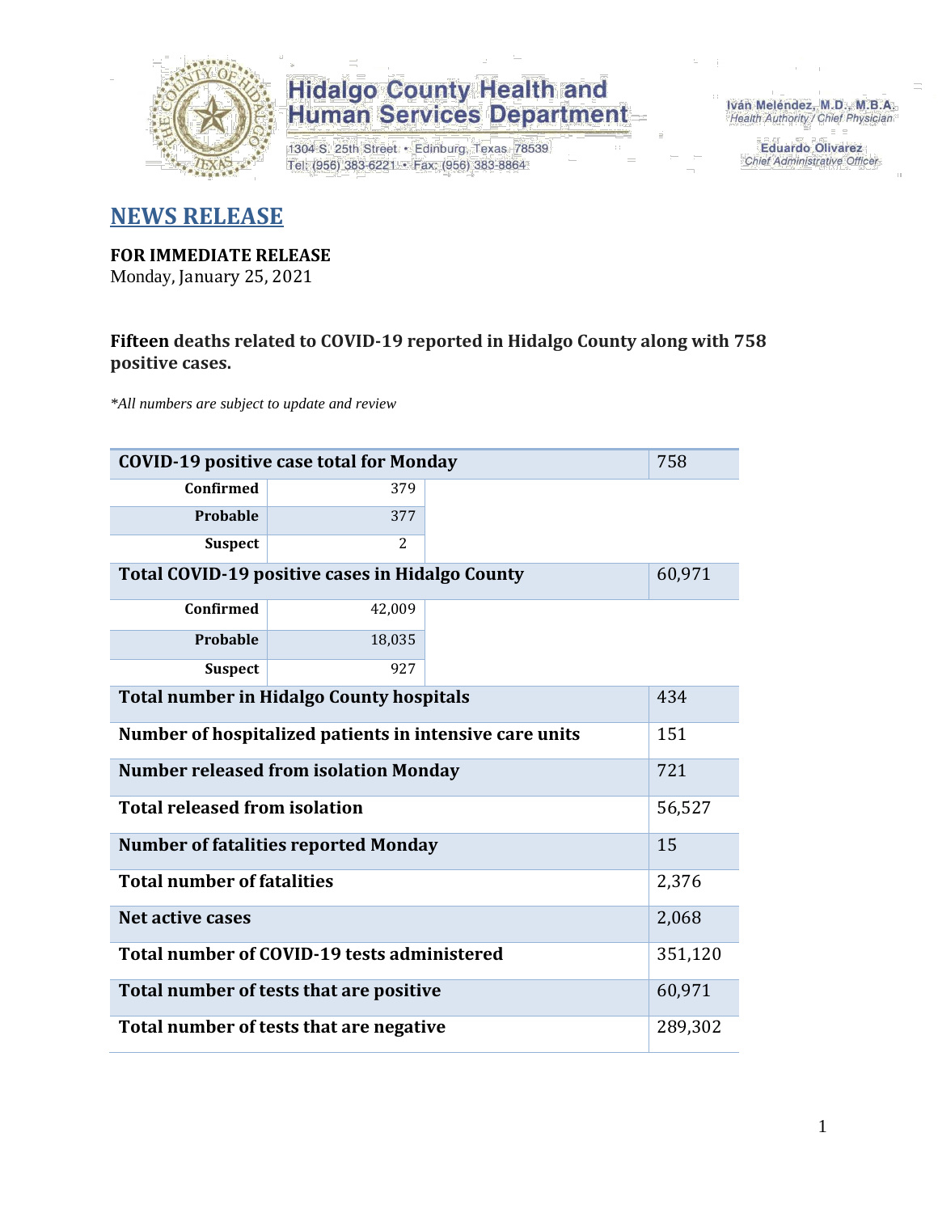Hidalgo County Health and Human Services Department
1304 S. 25th Street • Edinburg, Texas 78539
Tel: (956) 383-6221 • Fax: (956) 383-8864

Iván Meléndez, M.D., M.B.A.
Health Authority / Chief Physician

Eduardo Olivarez
Chief Administrative Officer

## NEWS RELEASE

**FOR IMMEDIATE RELEASE**
Monday, January 25, 2021

**Fifteen deaths related to COVID-19 reported in Hidalgo County along with 758 positive cases.**

*\*All numbers are subject to update and review*

| **COVID-19 positive case total for Monday** | | 758 |
|---|---|---|
| **Confirmed** | 379 | |
| **Probable** | 377 | |
| **Suspect** | 2 | |
| **Total COVID-19 positive cases in Hidalgo County** | | 60,971 |
| **Confirmed** | 42,009 | |
| **Probable** | 18,035 | |
| **Suspect** | 927 | |
| **Total number in Hidalgo County hospitals** | | 434 |
| **Number of hospitalized patients in intensive care units** | | 151 |
| **Number released from isolation Monday** | | 721 |
| **Total released from isolation** | | 56,527 |
| **Number of fatalities reported Monday** | | 15 |
| **Total number of fatalities** | | 2,376 |
| **Net active cases** | | 2,068 |
| **Total number of COVID-19 tests administered** | | 351,120 |
| **Total number of tests that are positive** | | 60,971 |
| **Total number of tests that are negative** | | 289,302 |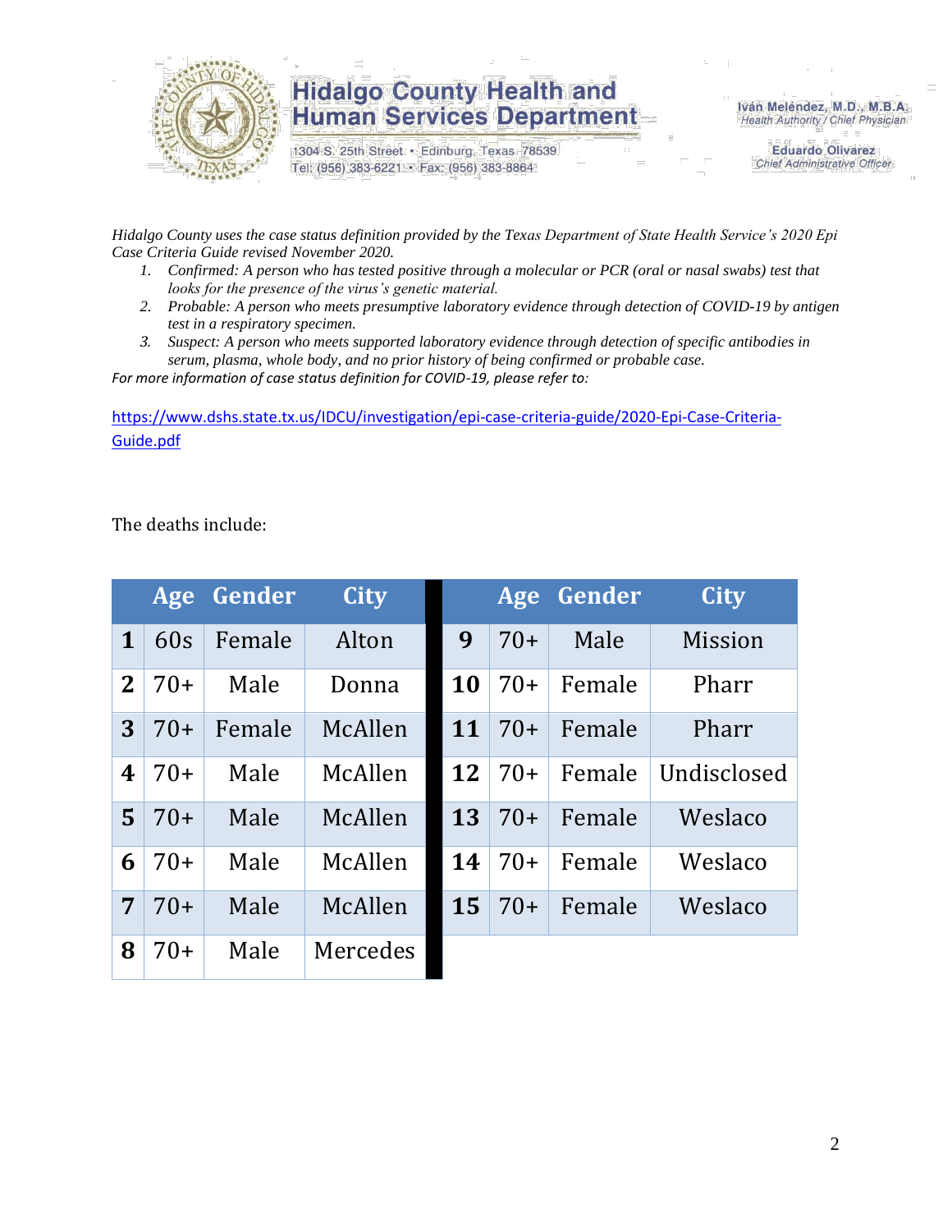# Hidalgo County Health and Human Services Department

1304 S. 25th Street • Edinburg, Texas 78539
Tel: (956) 383-6221 • Fax: (956) 383-8864

Iván Meléndez, M.D., M.B.A.
*Health Authority / Chief Physician*

Eduardo Olivarez
*Chief Administrative Officer*

*Hidalgo County uses the case status definition provided by the Texas Department of State Health Service's 2020 Epi Case Criteria Guide revised November 2020.*

1. *Confirmed: A person who has tested positive through a molecular or PCR (oral or nasal swabs) test that looks for the presence of the virus's genetic material.*
2. *Probable: A person who meets presumptive laboratory evidence through detection of COVID-19 by antigen test in a respiratory specimen.*
3. *Suspect: A person who meets supported laboratory evidence through detection of specific antibodies in serum, plasma, whole body, and no prior history of being confirmed or probable case.*

*For more information of case status definition for COVID-19, please refer to:*

https://www.dshs.state.tx.us/IDCU/investigation/epi-case-criteria-guide/2020-Epi-Case-Criteria-Guide.pdf

The deaths include:

| | Age | Gender | City |
|---|---|---|---|
| 1 | 60s | Female | Alton |
| 2 | 70+ | Male | Donna |
| 3 | 70+ | Female | McAllen |
| 4 | 70+ | Male | McAllen |
| 5 | 70+ | Male | McAllen |
| 6 | 70+ | Male | McAllen |
| 7 | 70+ | Male | McAllen |
| 8 | 70+ | Male | Mercedes |
| 9 | 70+ | Male | Mission |
| 10 | 70+ | Female | Pharr |
| 11 | 70+ | Female | Pharr |
| 12 | 70+ | Female | Undisclosed |
| 13 | 70+ | Female | Weslaco |
| 14 | 70+ | Female | Weslaco |
| 15 | 70+ | Female | Weslaco |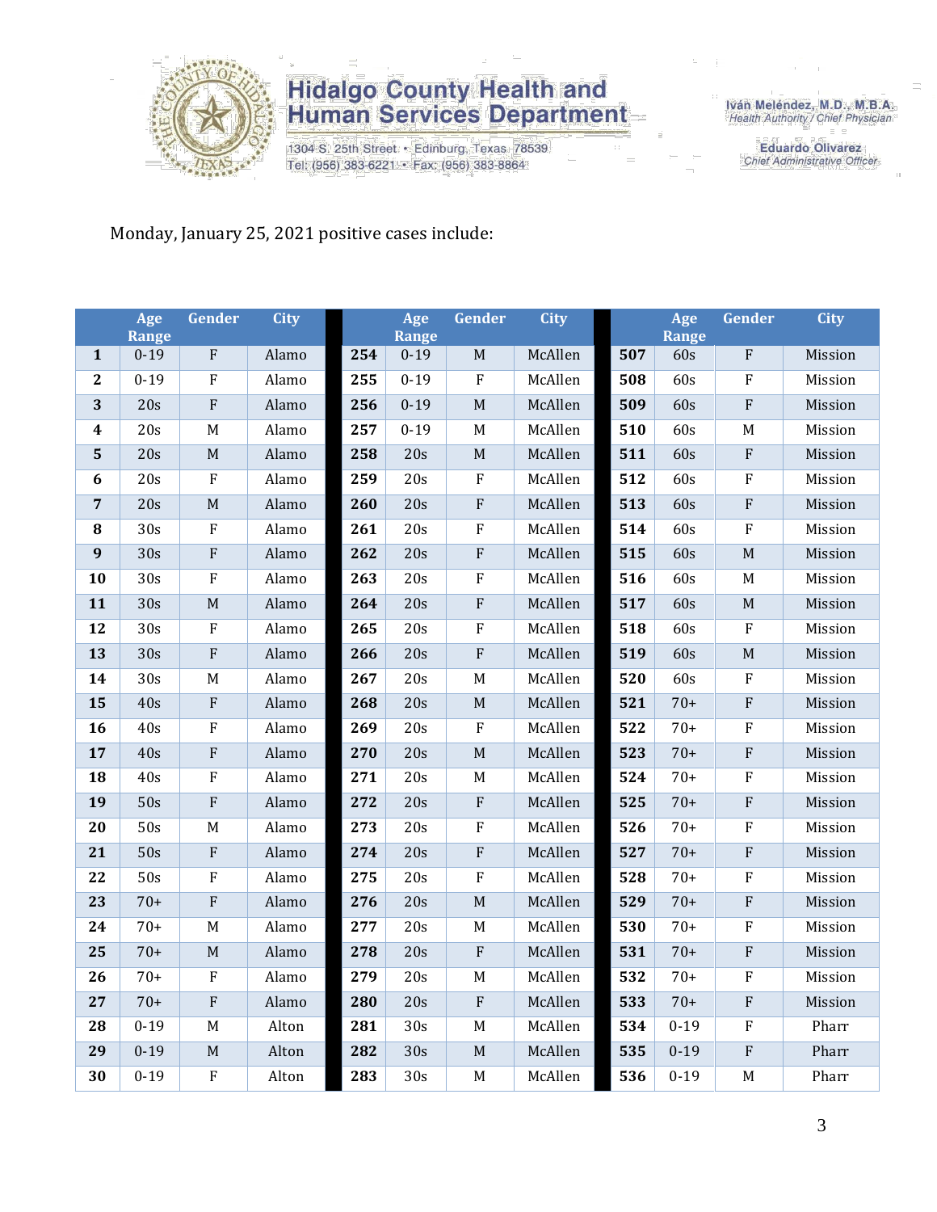Monday, January 25, 2021 positive cases include:

| | Age Range | Gender | City | | Age Range | Gender | City | | Age Range | Gender | City |
|---|---|---|---|---|---|---|---|---|---|---|---|
| **1** | 0-19 | F | Alamo | **254** | 0-19 | M | McAllen | **507** | 60s | F | Mission |
| **2** | 0-19 | F | Alamo | **255** | 0-19 | F | McAllen | **508** | 60s | F | Mission |
| **3** | 20s | F | Alamo | **256** | 0-19 | M | McAllen | **509** | 60s | F | Mission |
| **4** | 20s | M | Alamo | **257** | 0-19 | M | McAllen | **510** | 60s | M | Mission |
| **5** | 20s | M | Alamo | **258** | 20s | M | McAllen | **511** | 60s | F | Mission |
| **6** | 20s | F | Alamo | **259** | 20s | F | McAllen | **512** | 60s | F | Mission |
| **7** | 20s | M | Alamo | **260** | 20s | F | McAllen | **513** | 60s | F | Mission |
| **8** | 30s | F | Alamo | **261** | 20s | F | McAllen | **514** | 60s | F | Mission |
| **9** | 30s | F | Alamo | **262** | 20s | F | McAllen | **515** | 60s | M | Mission |
| **10** | 30s | F | Alamo | **263** | 20s | F | McAllen | **516** | 60s | M | Mission |
| **11** | 30s | M | Alamo | **264** | 20s | F | McAllen | **517** | 60s | M | Mission |
| **12** | 30s | F | Alamo | **265** | 20s | F | McAllen | **518** | 60s | F | Mission |
| **13** | 30s | F | Alamo | **266** | 20s | F | McAllen | **519** | 60s | M | Mission |
| **14** | 30s | M | Alamo | **267** | 20s | M | McAllen | **520** | 60s | F | Mission |
| **15** | 40s | F | Alamo | **268** | 20s | M | McAllen | **521** | 70+ | F | Mission |
| **16** | 40s | F | Alamo | **269** | 20s | F | McAllen | **522** | 70+ | F | Mission |
| **17** | 40s | F | Alamo | **270** | 20s | M | McAllen | **523** | 70+ | F | Mission |
| **18** | 40s | F | Alamo | **271** | 20s | M | McAllen | **524** | 70+ | F | Mission |
| **19** | 50s | F | Alamo | **272** | 20s | F | McAllen | **525** | 70+ | F | Mission |
| **20** | 50s | M | Alamo | **273** | 20s | F | McAllen | **526** | 70+ | F | Mission |
| **21** | 50s | F | Alamo | **274** | 20s | F | McAllen | **527** | 70+ | F | Mission |
| **22** | 50s | F | Alamo | **275** | 20s | F | McAllen | **528** | 70+ | F | Mission |
| **23** | 70+ | F | Alamo | **276** | 20s | M | McAllen | **529** | 70+ | F | Mission |
| **24** | 70+ | M | Alamo | **277** | 20s | M | McAllen | **530** | 70+ | F | Mission |
| **25** | 70+ | M | Alamo | **278** | 20s | F | McAllen | **531** | 70+ | F | Mission |
| **26** | 70+ | F | Alamo | **279** | 20s | M | McAllen | **532** | 70+ | F | Mission |
| **27** | 70+ | F | Alamo | **280** | 20s | F | McAllen | **533** | 70+ | F | Mission |
| **28** | 0-19 | M | Alton | **281** | 30s | M | McAllen | **534** | 0-19 | F | Pharr |
| **29** | 0-19 | M | Alton | **282** | 30s | M | McAllen | **535** | 0-19 | F | Pharr |
| **30** | 0-19 | F | Alton | **283** | 30s | M | McAllen | **536** | 0-19 | M | Pharr |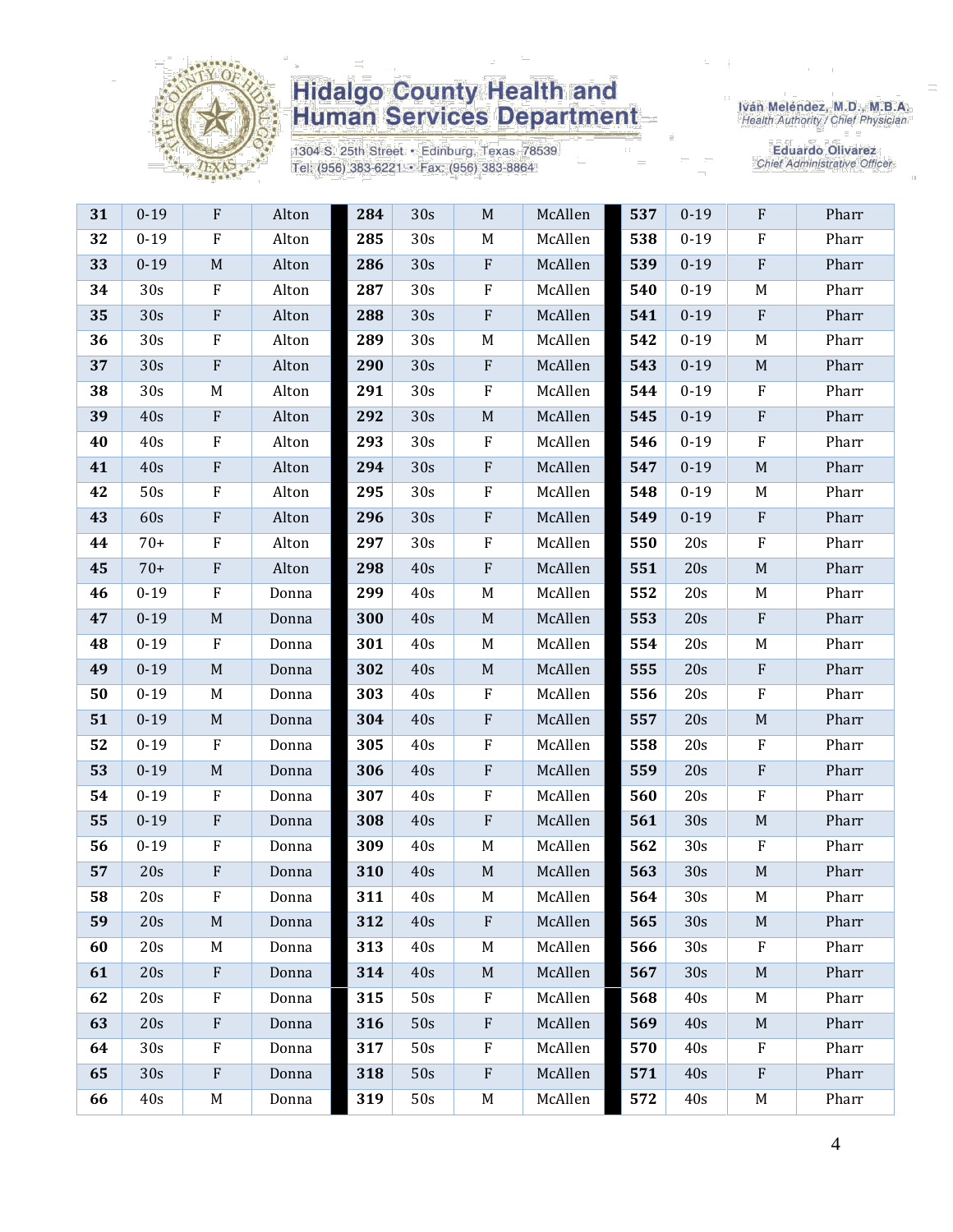Hidalgo County Health and Human Services Department

1304 S. 25th Street • Edinburg, Texas 78539
Tel: (956) 383-6221 • Fax: (956) 383-8864

Iván Meléndez, M.D., M.B.A.
Health Authority / Chief Physician

Eduardo Olivarez
Chief Administrative Officer

| | | | | | | | | | | | |
|---|---|---|---|---|---|---|---|---|---|---|---|
| **31** | 0-19 | F | Alton | **284** | 30s | M | McAllen | **537** | 0-19 | F | Pharr |
| **32** | 0-19 | F | Alton | **285** | 30s | M | McAllen | **538** | 0-19 | F | Pharr |
| **33** | 0-19 | M | Alton | **286** | 30s | F | McAllen | **539** | 0-19 | F | Pharr |
| **34** | 30s | F | Alton | **287** | 30s | F | McAllen | **540** | 0-19 | M | Pharr |
| **35** | 30s | F | Alton | **288** | 30s | F | McAllen | **541** | 0-19 | F | Pharr |
| **36** | 30s | F | Alton | **289** | 30s | M | McAllen | **542** | 0-19 | M | Pharr |
| **37** | 30s | F | Alton | **290** | 30s | F | McAllen | **543** | 0-19 | M | Pharr |
| **38** | 30s | M | Alton | **291** | 30s | F | McAllen | **544** | 0-19 | F | Pharr |
| **39** | 40s | F | Alton | **292** | 30s | M | McAllen | **545** | 0-19 | F | Pharr |
| **40** | 40s | F | Alton | **293** | 30s | F | McAllen | **546** | 0-19 | F | Pharr |
| **41** | 40s | F | Alton | **294** | 30s | F | McAllen | **547** | 0-19 | M | Pharr |
| **42** | 50s | F | Alton | **295** | 30s | F | McAllen | **548** | 0-19 | M | Pharr |
| **43** | 60s | F | Alton | **296** | 30s | F | McAllen | **549** | 0-19 | F | Pharr |
| **44** | 70+ | F | Alton | **297** | 30s | F | McAllen | **550** | 20s | F | Pharr |
| **45** | 70+ | F | Alton | **298** | 40s | F | McAllen | **551** | 20s | M | Pharr |
| **46** | 0-19 | F | Donna | **299** | 40s | M | McAllen | **552** | 20s | M | Pharr |
| **47** | 0-19 | M | Donna | **300** | 40s | M | McAllen | **553** | 20s | F | Pharr |
| **48** | 0-19 | F | Donna | **301** | 40s | M | McAllen | **554** | 20s | M | Pharr |
| **49** | 0-19 | M | Donna | **302** | 40s | M | McAllen | **555** | 20s | F | Pharr |
| **50** | 0-19 | M | Donna | **303** | 40s | F | McAllen | **556** | 20s | F | Pharr |
| **51** | 0-19 | M | Donna | **304** | 40s | F | McAllen | **557** | 20s | M | Pharr |
| **52** | 0-19 | F | Donna | **305** | 40s | F | McAllen | **558** | 20s | F | Pharr |
| **53** | 0-19 | M | Donna | **306** | 40s | F | McAllen | **559** | 20s | F | Pharr |
| **54** | 0-19 | F | Donna | **307** | 40s | F | McAllen | **560** | 20s | F | Pharr |
| **55** | 0-19 | F | Donna | **308** | 40s | F | McAllen | **561** | 30s | M | Pharr |
| **56** | 0-19 | F | Donna | **309** | 40s | M | McAllen | **562** | 30s | F | Pharr |
| **57** | 20s | F | Donna | **310** | 40s | M | McAllen | **563** | 30s | M | Pharr |
| **58** | 20s | F | Donna | **311** | 40s | M | McAllen | **564** | 30s | M | Pharr |
| **59** | 20s | M | Donna | **312** | 40s | F | McAllen | **565** | 30s | M | Pharr |
| **60** | 20s | M | Donna | **313** | 40s | M | McAllen | **566** | 30s | F | Pharr |
| **61** | 20s | F | Donna | **314** | 40s | M | McAllen | **567** | 30s | M | Pharr |
| **62** | 20s | F | Donna | **315** | 50s | F | McAllen | **568** | 40s | M | Pharr |
| **63** | 20s | F | Donna | **316** | 50s | F | McAllen | **569** | 40s | M | Pharr |
| **64** | 30s | F | Donna | **317** | 50s | F | McAllen | **570** | 40s | F | Pharr |
| **65** | 30s | F | Donna | **318** | 50s | F | McAllen | **571** | 40s | F | Pharr |
| **66** | 40s | M | Donna | **319** | 50s | M | McAllen | **572** | 40s | M | Pharr |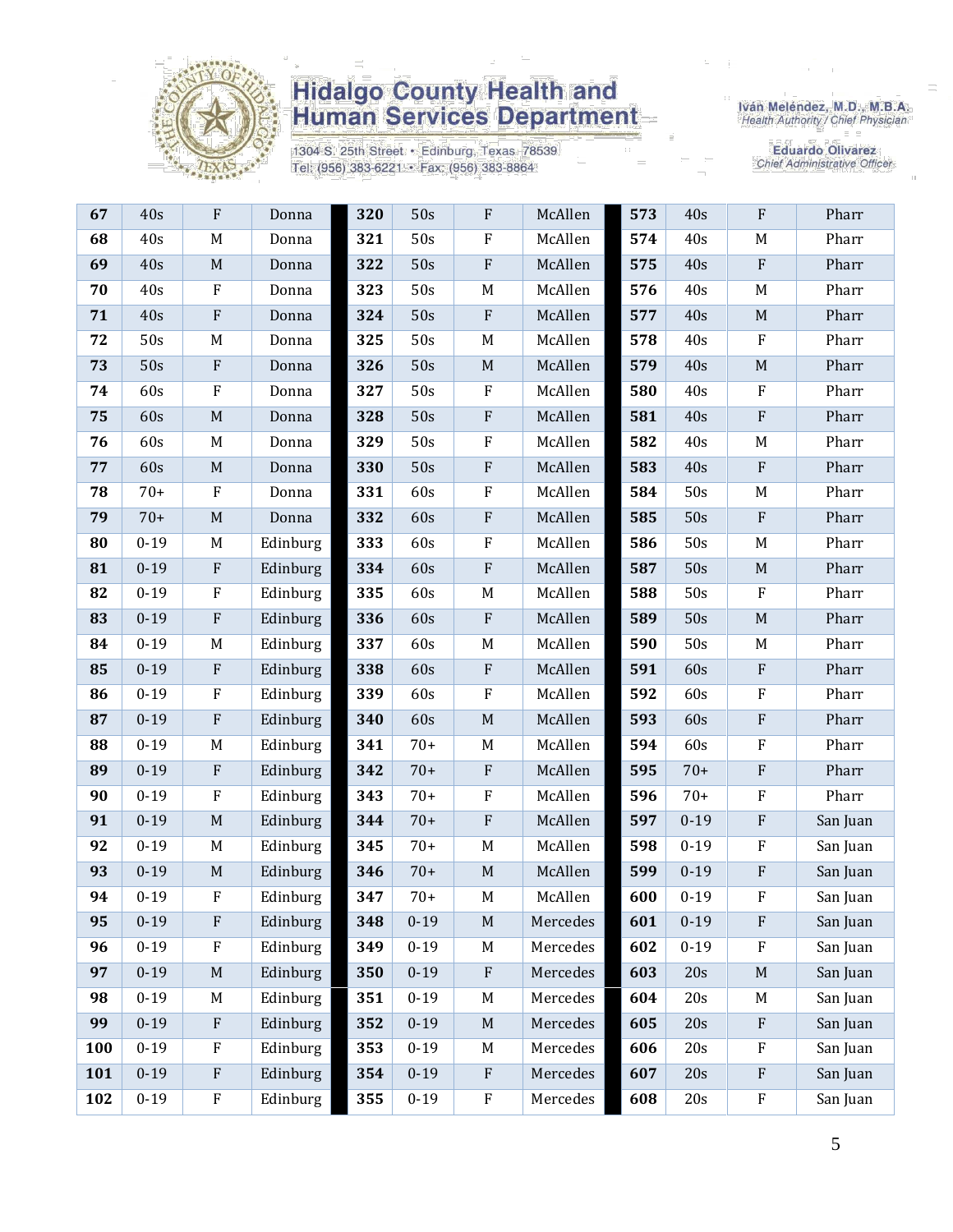| 67 | 40s | F | Donna | 320 | 50s | F | McAllen | 573 | 40s | F | Pharr |
|---|---|---|---|---|---|---|---|---|---|---|---|
| 68 | 40s | M | Donna | 321 | 50s | F | McAllen | 574 | 40s | M | Pharr |
| 69 | 40s | M | Donna | 322 | 50s | F | McAllen | 575 | 40s | F | Pharr |
| 70 | 40s | F | Donna | 323 | 50s | M | McAllen | 576 | 40s | M | Pharr |
| 71 | 40s | F | Donna | 324 | 50s | F | McAllen | 577 | 40s | M | Pharr |
| 72 | 50s | M | Donna | 325 | 50s | M | McAllen | 578 | 40s | F | Pharr |
| 73 | 50s | F | Donna | 326 | 50s | M | McAllen | 579 | 40s | M | Pharr |
| 74 | 60s | F | Donna | 327 | 50s | F | McAllen | 580 | 40s | F | Pharr |
| 75 | 60s | M | Donna | 328 | 50s | F | McAllen | 581 | 40s | F | Pharr |
| 76 | 60s | M | Donna | 329 | 50s | F | McAllen | 582 | 40s | M | Pharr |
| 77 | 60s | M | Donna | 330 | 50s | F | McAllen | 583 | 40s | F | Pharr |
| 78 | 70+ | F | Donna | 331 | 60s | F | McAllen | 584 | 50s | M | Pharr |
| 79 | 70+ | M | Donna | 332 | 60s | F | McAllen | 585 | 50s | F | Pharr |
| 80 | 0-19 | M | Edinburg | 333 | 60s | F | McAllen | 586 | 50s | M | Pharr |
| 81 | 0-19 | F | Edinburg | 334 | 60s | F | McAllen | 587 | 50s | M | Pharr |
| 82 | 0-19 | F | Edinburg | 335 | 60s | M | McAllen | 588 | 50s | F | Pharr |
| 83 | 0-19 | F | Edinburg | 336 | 60s | F | McAllen | 589 | 50s | M | Pharr |
| 84 | 0-19 | M | Edinburg | 337 | 60s | M | McAllen | 590 | 50s | M | Pharr |
| 85 | 0-19 | F | Edinburg | 338 | 60s | F | McAllen | 591 | 60s | F | Pharr |
| 86 | 0-19 | F | Edinburg | 339 | 60s | F | McAllen | 592 | 60s | F | Pharr |
| 87 | 0-19 | F | Edinburg | 340 | 60s | M | McAllen | 593 | 60s | F | Pharr |
| 88 | 0-19 | M | Edinburg | 341 | 70+ | M | McAllen | 594 | 60s | F | Pharr |
| 89 | 0-19 | F | Edinburg | 342 | 70+ | F | McAllen | 595 | 70+ | F | Pharr |
| 90 | 0-19 | F | Edinburg | 343 | 70+ | F | McAllen | 596 | 70+ | F | Pharr |
| 91 | 0-19 | M | Edinburg | 344 | 70+ | F | McAllen | 597 | 0-19 | F | San Juan |
| 92 | 0-19 | M | Edinburg | 345 | 70+ | M | McAllen | 598 | 0-19 | F | San Juan |
| 93 | 0-19 | M | Edinburg | 346 | 70+ | M | McAllen | 599 | 0-19 | F | San Juan |
| 94 | 0-19 | F | Edinburg | 347 | 70+ | M | McAllen | 600 | 0-19 | F | San Juan |
| 95 | 0-19 | F | Edinburg | 348 | 0-19 | M | Mercedes | 601 | 0-19 | F | San Juan |
| 96 | 0-19 | F | Edinburg | 349 | 0-19 | M | Mercedes | 602 | 0-19 | F | San Juan |
| 97 | 0-19 | M | Edinburg | 350 | 0-19 | F | Mercedes | 603 | 20s | M | San Juan |
| 98 | 0-19 | M | Edinburg | 351 | 0-19 | M | Mercedes | 604 | 20s | M | San Juan |
| 99 | 0-19 | F | Edinburg | 352 | 0-19 | M | Mercedes | 605 | 20s | F | San Juan |
| 100 | 0-19 | F | Edinburg | 353 | 0-19 | M | Mercedes | 606 | 20s | F | San Juan |
| 101 | 0-19 | F | Edinburg | 354 | 0-19 | F | Mercedes | 607 | 20s | F | San Juan |
| 102 | 0-19 | F | Edinburg | 355 | 0-19 | F | Mercedes | 608 | 20s | F | San Juan |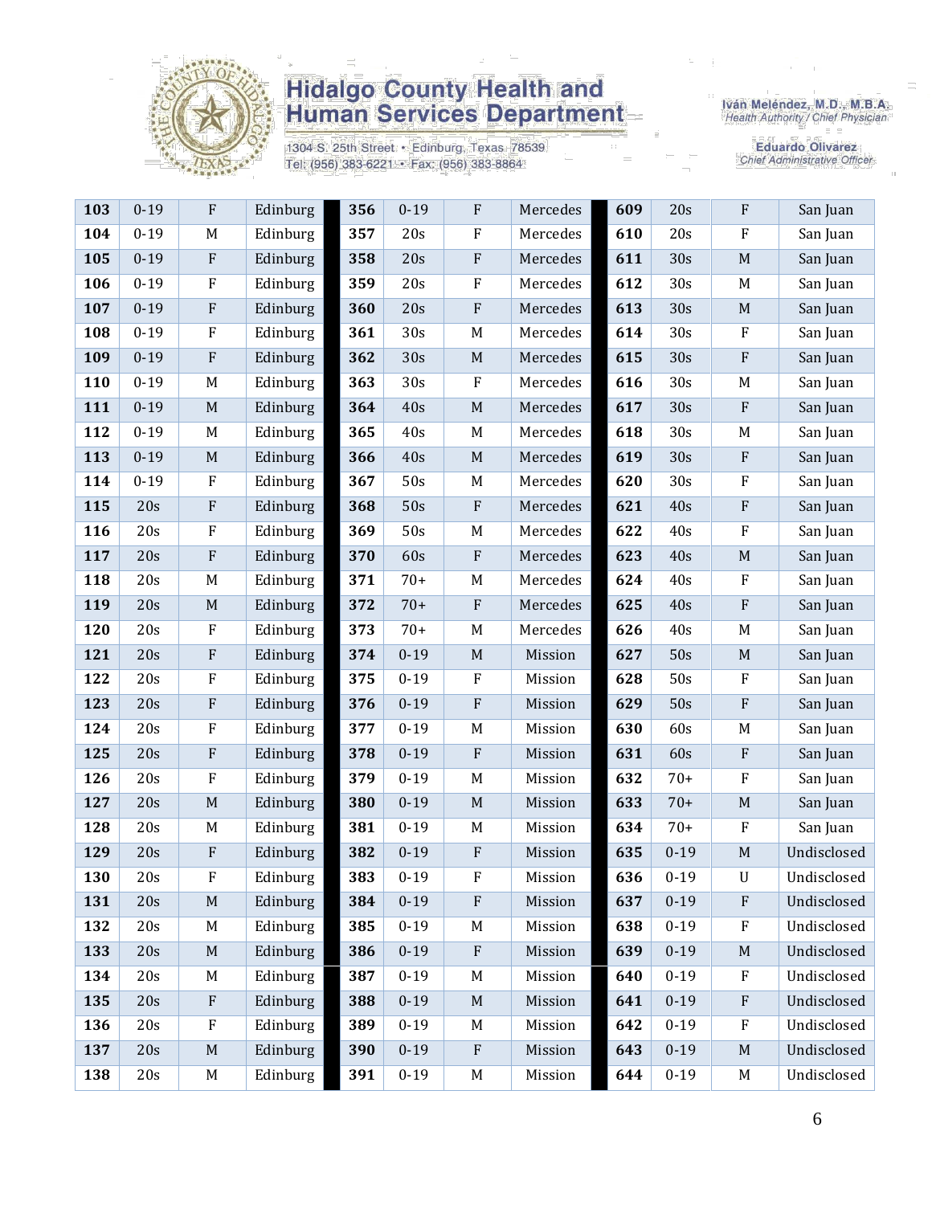| | | | | | | | | | | | |
|---|---|---|---|---|---|---|---|---|---|---|---|
| **103** | 0-19 | F | Edinburg | **356** | 0-19 | F | Mercedes | **609** | 20s | F | San Juan |
| **104** | 0-19 | M | Edinburg | **357** | 20s | F | Mercedes | **610** | 20s | F | San Juan |
| **105** | 0-19 | F | Edinburg | **358** | 20s | F | Mercedes | **611** | 30s | M | San Juan |
| **106** | 0-19 | F | Edinburg | **359** | 20s | F | Mercedes | **612** | 30s | M | San Juan |
| **107** | 0-19 | F | Edinburg | **360** | 20s | F | Mercedes | **613** | 30s | M | San Juan |
| **108** | 0-19 | F | Edinburg | **361** | 30s | M | Mercedes | **614** | 30s | F | San Juan |
| **109** | 0-19 | F | Edinburg | **362** | 30s | M | Mercedes | **615** | 30s | F | San Juan |
| **110** | 0-19 | M | Edinburg | **363** | 30s | F | Mercedes | **616** | 30s | M | San Juan |
| **111** | 0-19 | M | Edinburg | **364** | 40s | M | Mercedes | **617** | 30s | F | San Juan |
| **112** | 0-19 | M | Edinburg | **365** | 40s | M | Mercedes | **618** | 30s | M | San Juan |
| **113** | 0-19 | M | Edinburg | **366** | 40s | M | Mercedes | **619** | 30s | F | San Juan |
| **114** | 0-19 | F | Edinburg | **367** | 50s | M | Mercedes | **620** | 30s | F | San Juan |
| **115** | 20s | F | Edinburg | **368** | 50s | F | Mercedes | **621** | 40s | F | San Juan |
| **116** | 20s | F | Edinburg | **369** | 50s | M | Mercedes | **622** | 40s | F | San Juan |
| **117** | 20s | F | Edinburg | **370** | 60s | F | Mercedes | **623** | 40s | M | San Juan |
| **118** | 20s | M | Edinburg | **371** | 70+ | M | Mercedes | **624** | 40s | F | San Juan |
| **119** | 20s | M | Edinburg | **372** | 70+ | F | Mercedes | **625** | 40s | F | San Juan |
| **120** | 20s | F | Edinburg | **373** | 70+ | M | Mercedes | **626** | 40s | M | San Juan |
| **121** | 20s | F | Edinburg | **374** | 0-19 | M | Mission | **627** | 50s | M | San Juan |
| **122** | 20s | F | Edinburg | **375** | 0-19 | F | Mission | **628** | 50s | F | San Juan |
| **123** | 20s | F | Edinburg | **376** | 0-19 | F | Mission | **629** | 50s | F | San Juan |
| **124** | 20s | F | Edinburg | **377** | 0-19 | M | Mission | **630** | 60s | M | San Juan |
| **125** | 20s | F | Edinburg | **378** | 0-19 | F | Mission | **631** | 60s | F | San Juan |
| **126** | 20s | F | Edinburg | **379** | 0-19 | M | Mission | **632** | 70+ | F | San Juan |
| **127** | 20s | M | Edinburg | **380** | 0-19 | M | Mission | **633** | 70+ | M | San Juan |
| **128** | 20s | M | Edinburg | **381** | 0-19 | M | Mission | **634** | 70+ | F | San Juan |
| **129** | 20s | F | Edinburg | **382** | 0-19 | F | Mission | **635** | 0-19 | M | Undisclosed |
| **130** | 20s | F | Edinburg | **383** | 0-19 | F | Mission | **636** | 0-19 | U | Undisclosed |
| **131** | 20s | M | Edinburg | **384** | 0-19 | F | Mission | **637** | 0-19 | F | Undisclosed |
| **132** | 20s | M | Edinburg | **385** | 0-19 | M | Mission | **638** | 0-19 | F | Undisclosed |
| **133** | 20s | M | Edinburg | **386** | 0-19 | F | Mission | **639** | 0-19 | M | Undisclosed |
| **134** | 20s | M | Edinburg | **387** | 0-19 | M | Mission | **640** | 0-19 | F | Undisclosed |
| **135** | 20s | F | Edinburg | **388** | 0-19 | M | Mission | **641** | 0-19 | F | Undisclosed |
| **136** | 20s | F | Edinburg | **389** | 0-19 | M | Mission | **642** | 0-19 | F | Undisclosed |
| **137** | 20s | M | Edinburg | **390** | 0-19 | F | Mission | **643** | 0-19 | M | Undisclosed |
| **138** | 20s | M | Edinburg | **391** | 0-19 | M | Mission | **644** | 0-19 | M | Undisclosed |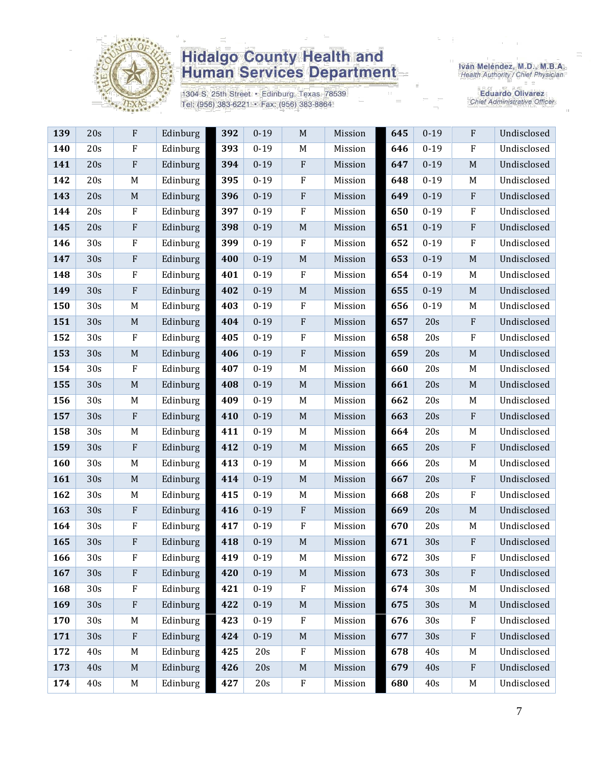# Hidalgo County Health and Human Services Department

1304 S. 25th Street • Edinburg, Texas 78539
Tel: (956) 383-6221 • Fax: (956) 383-8864

Iván Meléndez, M.D., M.B.A.
*Health Authority / Chief Physician*

Eduardo Olivarez
*Chief Administrative Officer*

| | | | | | | | | | | | |
|---|---|---|---|---|---|---|---|---|---|---|---|
| **139** | 20s | F | Edinburg | **392** | 0-19 | M | Mission | **645** | 0-19 | F | Undisclosed |
| **140** | 20s | F | Edinburg | **393** | 0-19 | M | Mission | **646** | 0-19 | F | Undisclosed |
| **141** | 20s | F | Edinburg | **394** | 0-19 | F | Mission | **647** | 0-19 | M | Undisclosed |
| **142** | 20s | M | Edinburg | **395** | 0-19 | F | Mission | **648** | 0-19 | M | Undisclosed |
| **143** | 20s | M | Edinburg | **396** | 0-19 | F | Mission | **649** | 0-19 | F | Undisclosed |
| **144** | 20s | F | Edinburg | **397** | 0-19 | F | Mission | **650** | 0-19 | F | Undisclosed |
| **145** | 20s | F | Edinburg | **398** | 0-19 | M | Mission | **651** | 0-19 | F | Undisclosed |
| **146** | 30s | F | Edinburg | **399** | 0-19 | F | Mission | **652** | 0-19 | F | Undisclosed |
| **147** | 30s | F | Edinburg | **400** | 0-19 | M | Mission | **653** | 0-19 | M | Undisclosed |
| **148** | 30s | F | Edinburg | **401** | 0-19 | F | Mission | **654** | 0-19 | M | Undisclosed |
| **149** | 30s | F | Edinburg | **402** | 0-19 | M | Mission | **655** | 0-19 | M | Undisclosed |
| **150** | 30s | M | Edinburg | **403** | 0-19 | F | Mission | **656** | 0-19 | M | Undisclosed |
| **151** | 30s | M | Edinburg | **404** | 0-19 | F | Mission | **657** | 20s | F | Undisclosed |
| **152** | 30s | F | Edinburg | **405** | 0-19 | F | Mission | **658** | 20s | F | Undisclosed |
| **153** | 30s | M | Edinburg | **406** | 0-19 | F | Mission | **659** | 20s | M | Undisclosed |
| **154** | 30s | F | Edinburg | **407** | 0-19 | M | Mission | **660** | 20s | M | Undisclosed |
| **155** | 30s | M | Edinburg | **408** | 0-19 | M | Mission | **661** | 20s | M | Undisclosed |
| **156** | 30s | M | Edinburg | **409** | 0-19 | M | Mission | **662** | 20s | M | Undisclosed |
| **157** | 30s | F | Edinburg | **410** | 0-19 | M | Mission | **663** | 20s | F | Undisclosed |
| **158** | 30s | M | Edinburg | **411** | 0-19 | M | Mission | **664** | 20s | M | Undisclosed |
| **159** | 30s | F | Edinburg | **412** | 0-19 | M | Mission | **665** | 20s | F | Undisclosed |
| **160** | 30s | M | Edinburg | **413** | 0-19 | M | Mission | **666** | 20s | M | Undisclosed |
| **161** | 30s | M | Edinburg | **414** | 0-19 | M | Mission | **667** | 20s | F | Undisclosed |
| **162** | 30s | M | Edinburg | **415** | 0-19 | M | Mission | **668** | 20s | F | Undisclosed |
| **163** | 30s | F | Edinburg | **416** | 0-19 | F | Mission | **669** | 20s | M | Undisclosed |
| **164** | 30s | F | Edinburg | **417** | 0-19 | F | Mission | **670** | 20s | M | Undisclosed |
| **165** | 30s | F | Edinburg | **418** | 0-19 | M | Mission | **671** | 30s | F | Undisclosed |
| **166** | 30s | F | Edinburg | **419** | 0-19 | M | Mission | **672** | 30s | F | Undisclosed |
| **167** | 30s | F | Edinburg | **420** | 0-19 | M | Mission | **673** | 30s | F | Undisclosed |
| **168** | 30s | F | Edinburg | **421** | 0-19 | F | Mission | **674** | 30s | M | Undisclosed |
| **169** | 30s | F | Edinburg | **422** | 0-19 | M | Mission | **675** | 30s | M | Undisclosed |
| **170** | 30s | M | Edinburg | **423** | 0-19 | F | Mission | **676** | 30s | F | Undisclosed |
| **171** | 30s | F | Edinburg | **424** | 0-19 | M | Mission | **677** | 30s | F | Undisclosed |
| **172** | 40s | M | Edinburg | **425** | 20s | F | Mission | **678** | 40s | M | Undisclosed |
| **173** | 40s | M | Edinburg | **426** | 20s | M | Mission | **679** | 40s | F | Undisclosed |
| **174** | 40s | M | Edinburg | **427** | 20s | F | Mission | **680** | 40s | M | Undisclosed |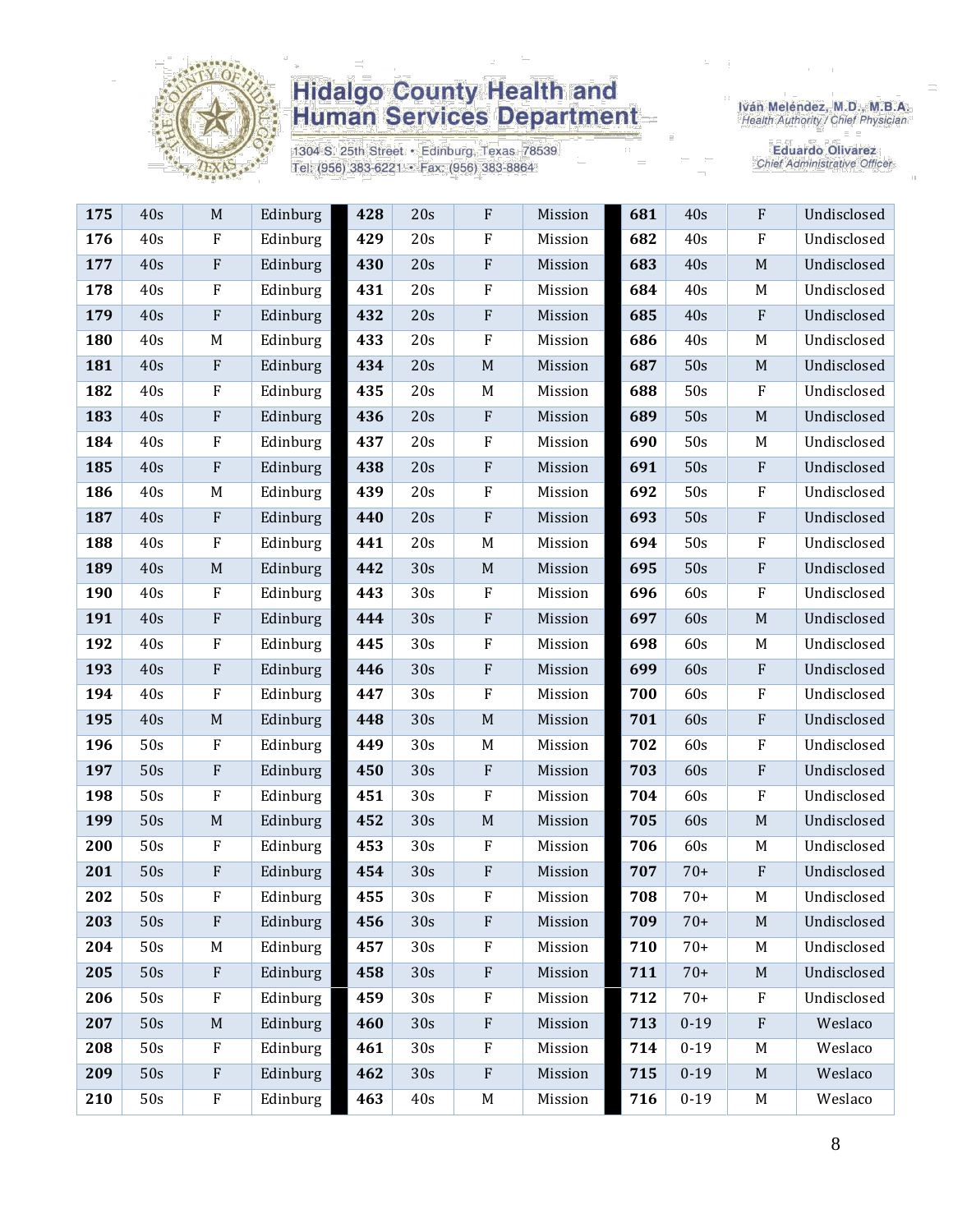# Hidalgo County Health and Human Services Department

1304 S. 25th Street • Edinburg, Texas 78539
Tel: (956) 383-6221 • Fax: (956) 383-8864

Iván Meléndez, M.D., M.B.A.
*Health Authority / Chief Physician*

Eduardo Olivarez
*Chief Administrative Officer*

| | | | | | | | | | | | |
|---|---|---|---|---|---|---|---|---|---|---|---|
| **175** | 40s | M | Edinburg | **428** | 20s | F | Mission | **681** | 40s | F | Undisclosed |
| **176** | 40s | F | Edinburg | **429** | 20s | F | Mission | **682** | 40s | F | Undisclosed |
| **177** | 40s | F | Edinburg | **430** | 20s | F | Mission | **683** | 40s | M | Undisclosed |
| **178** | 40s | F | Edinburg | **431** | 20s | F | Mission | **684** | 40s | M | Undisclosed |
| **179** | 40s | F | Edinburg | **432** | 20s | F | Mission | **685** | 40s | F | Undisclosed |
| **180** | 40s | M | Edinburg | **433** | 20s | F | Mission | **686** | 40s | M | Undisclosed |
| **181** | 40s | F | Edinburg | **434** | 20s | M | Mission | **687** | 50s | M | Undisclosed |
| **182** | 40s | F | Edinburg | **435** | 20s | M | Mission | **688** | 50s | F | Undisclosed |
| **183** | 40s | F | Edinburg | **436** | 20s | F | Mission | **689** | 50s | M | Undisclosed |
| **184** | 40s | F | Edinburg | **437** | 20s | F | Mission | **690** | 50s | M | Undisclosed |
| **185** | 40s | F | Edinburg | **438** | 20s | F | Mission | **691** | 50s | F | Undisclosed |
| **186** | 40s | M | Edinburg | **439** | 20s | F | Mission | **692** | 50s | F | Undisclosed |
| **187** | 40s | F | Edinburg | **440** | 20s | F | Mission | **693** | 50s | F | Undisclosed |
| **188** | 40s | F | Edinburg | **441** | 20s | M | Mission | **694** | 50s | F | Undisclosed |
| **189** | 40s | M | Edinburg | **442** | 30s | M | Mission | **695** | 50s | F | Undisclosed |
| **190** | 40s | F | Edinburg | **443** | 30s | F | Mission | **696** | 60s | F | Undisclosed |
| **191** | 40s | F | Edinburg | **444** | 30s | F | Mission | **697** | 60s | M | Undisclosed |
| **192** | 40s | F | Edinburg | **445** | 30s | F | Mission | **698** | 60s | M | Undisclosed |
| **193** | 40s | F | Edinburg | **446** | 30s | F | Mission | **699** | 60s | F | Undisclosed |
| **194** | 40s | F | Edinburg | **447** | 30s | F | Mission | **700** | 60s | F | Undisclosed |
| **195** | 40s | M | Edinburg | **448** | 30s | M | Mission | **701** | 60s | F | Undisclosed |
| **196** | 50s | F | Edinburg | **449** | 30s | M | Mission | **702** | 60s | F | Undisclosed |
| **197** | 50s | F | Edinburg | **450** | 30s | F | Mission | **703** | 60s | F | Undisclosed |
| **198** | 50s | F | Edinburg | **451** | 30s | F | Mission | **704** | 60s | F | Undisclosed |
| **199** | 50s | M | Edinburg | **452** | 30s | M | Mission | **705** | 60s | M | Undisclosed |
| **200** | 50s | F | Edinburg | **453** | 30s | F | Mission | **706** | 60s | M | Undisclosed |
| **201** | 50s | F | Edinburg | **454** | 30s | F | Mission | **707** | 70+ | F | Undisclosed |
| **202** | 50s | F | Edinburg | **455** | 30s | F | Mission | **708** | 70+ | M | Undisclosed |
| **203** | 50s | F | Edinburg | **456** | 30s | F | Mission | **709** | 70+ | M | Undisclosed |
| **204** | 50s | M | Edinburg | **457** | 30s | F | Mission | **710** | 70+ | M | Undisclosed |
| **205** | 50s | F | Edinburg | **458** | 30s | F | Mission | **711** | 70+ | M | Undisclosed |
| **206** | 50s | F | Edinburg | **459** | 30s | F | Mission | **712** | 70+ | F | Undisclosed |
| **207** | 50s | M | Edinburg | **460** | 30s | F | Mission | **713** | 0-19 | F | Weslaco |
| **208** | 50s | F | Edinburg | **461** | 30s | F | Mission | **714** | 0-19 | M | Weslaco |
| **209** | 50s | F | Edinburg | **462** | 30s | F | Mission | **715** | 0-19 | M | Weslaco |
| **210** | 50s | F | Edinburg | **463** | 40s | M | Mission | **716** | 0-19 | M | Weslaco |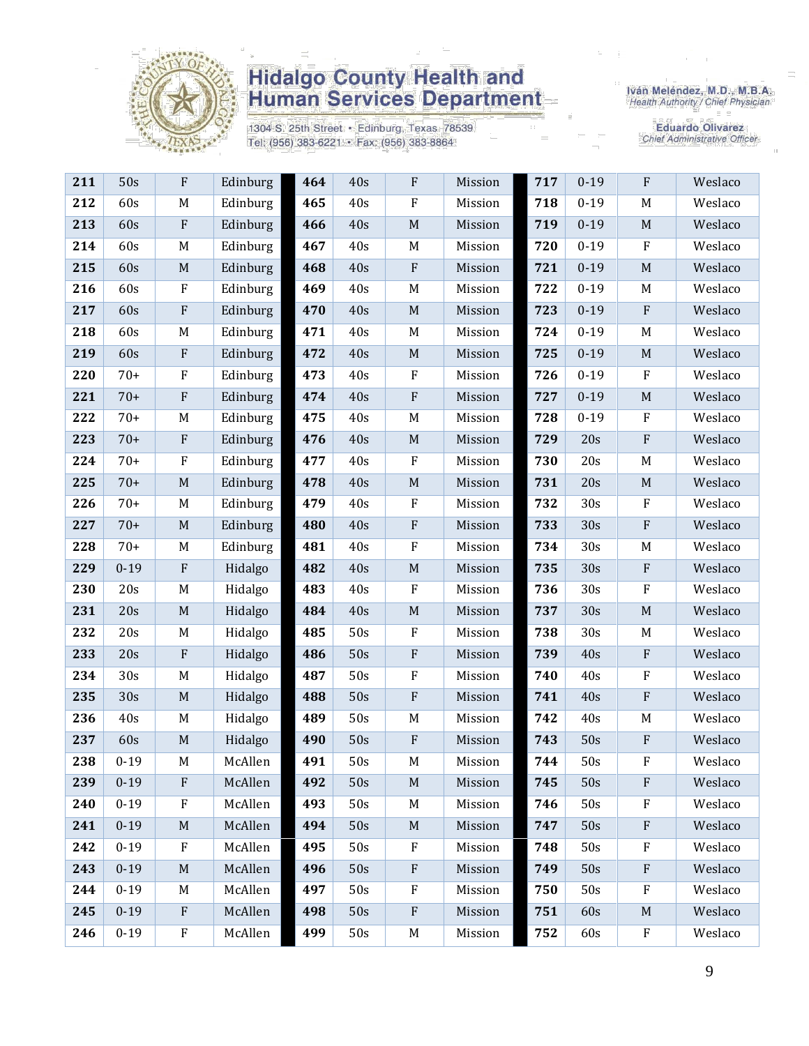| 211 | 50s | F | Edinburg | 464 | 40s | F | Mission | 717 | 0-19 | F | Weslaco |
|---|---|---|---|---|---|---|---|---|---|---|---|
| 212 | 60s | M | Edinburg | 465 | 40s | F | Mission | 718 | 0-19 | M | Weslaco |
| 213 | 60s | F | Edinburg | 466 | 40s | M | Mission | 719 | 0-19 | M | Weslaco |
| 214 | 60s | M | Edinburg | 467 | 40s | M | Mission | 720 | 0-19 | F | Weslaco |
| 215 | 60s | M | Edinburg | 468 | 40s | F | Mission | 721 | 0-19 | M | Weslaco |
| 216 | 60s | F | Edinburg | 469 | 40s | M | Mission | 722 | 0-19 | M | Weslaco |
| 217 | 60s | F | Edinburg | 470 | 40s | M | Mission | 723 | 0-19 | F | Weslaco |
| 218 | 60s | M | Edinburg | 471 | 40s | M | Mission | 724 | 0-19 | M | Weslaco |
| 219 | 60s | F | Edinburg | 472 | 40s | M | Mission | 725 | 0-19 | M | Weslaco |
| 220 | 70+ | F | Edinburg | 473 | 40s | F | Mission | 726 | 0-19 | F | Weslaco |
| 221 | 70+ | F | Edinburg | 474 | 40s | F | Mission | 727 | 0-19 | M | Weslaco |
| 222 | 70+ | M | Edinburg | 475 | 40s | M | Mission | 728 | 0-19 | F | Weslaco |
| 223 | 70+ | F | Edinburg | 476 | 40s | M | Mission | 729 | 20s | F | Weslaco |
| 224 | 70+ | F | Edinburg | 477 | 40s | F | Mission | 730 | 20s | M | Weslaco |
| 225 | 70+ | M | Edinburg | 478 | 40s | M | Mission | 731 | 20s | M | Weslaco |
| 226 | 70+ | M | Edinburg | 479 | 40s | F | Mission | 732 | 30s | F | Weslaco |
| 227 | 70+ | M | Edinburg | 480 | 40s | F | Mission | 733 | 30s | F | Weslaco |
| 228 | 70+ | M | Edinburg | 481 | 40s | F | Mission | 734 | 30s | M | Weslaco |
| 229 | 0-19 | F | Hidalgo | 482 | 40s | M | Mission | 735 | 30s | F | Weslaco |
| 230 | 20s | M | Hidalgo | 483 | 40s | F | Mission | 736 | 30s | F | Weslaco |
| 231 | 20s | M | Hidalgo | 484 | 40s | M | Mission | 737 | 30s | M | Weslaco |
| 232 | 20s | M | Hidalgo | 485 | 50s | F | Mission | 738 | 30s | M | Weslaco |
| 233 | 20s | F | Hidalgo | 486 | 50s | F | Mission | 739 | 40s | F | Weslaco |
| 234 | 30s | M | Hidalgo | 487 | 50s | F | Mission | 740 | 40s | F | Weslaco |
| 235 | 30s | M | Hidalgo | 488 | 50s | F | Mission | 741 | 40s | F | Weslaco |
| 236 | 40s | M | Hidalgo | 489 | 50s | M | Mission | 742 | 40s | M | Weslaco |
| 237 | 60s | M | Hidalgo | 490 | 50s | F | Mission | 743 | 50s | F | Weslaco |
| 238 | 0-19 | M | McAllen | 491 | 50s | M | Mission | 744 | 50s | F | Weslaco |
| 239 | 0-19 | F | McAllen | 492 | 50s | M | Mission | 745 | 50s | F | Weslaco |
| 240 | 0-19 | F | McAllen | 493 | 50s | M | Mission | 746 | 50s | F | Weslaco |
| 241 | 0-19 | M | McAllen | 494 | 50s | M | Mission | 747 | 50s | F | Weslaco |
| 242 | 0-19 | F | McAllen | 495 | 50s | F | Mission | 748 | 50s | F | Weslaco |
| 243 | 0-19 | M | McAllen | 496 | 50s | F | Mission | 749 | 50s | F | Weslaco |
| 244 | 0-19 | M | McAllen | 497 | 50s | F | Mission | 750 | 50s | F | Weslaco |
| 245 | 0-19 | F | McAllen | 498 | 50s | F | Mission | 751 | 60s | M | Weslaco |
| 246 | 0-19 | F | McAllen | 499 | 50s | M | Mission | 752 | 60s | F | Weslaco |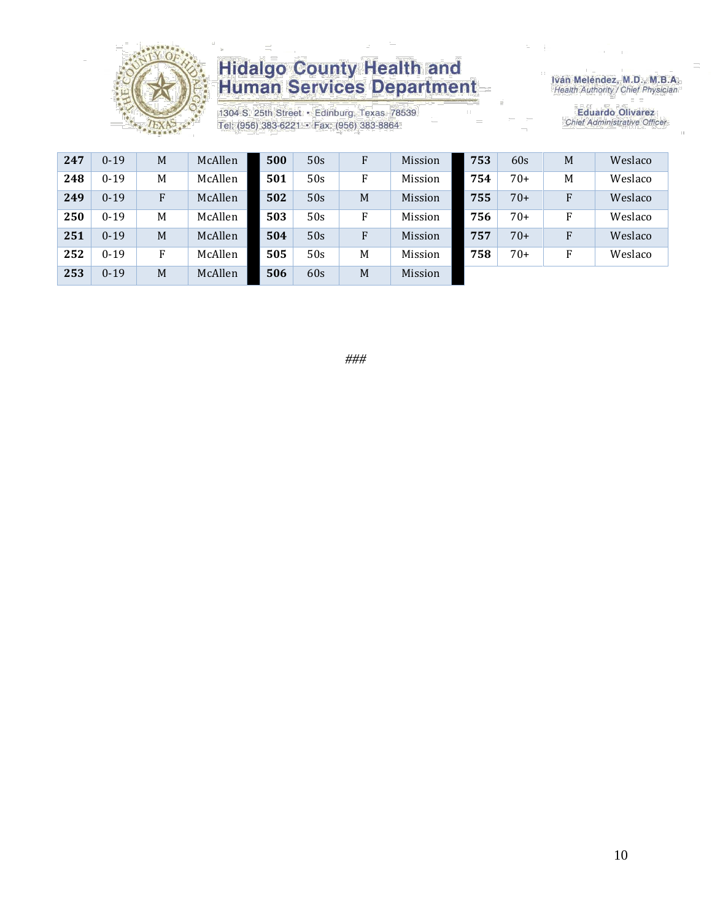| | | | | | | | | | | | |
|---|---|---|---|---|---|---|---|---|---|---|---|
| **247** | 0-19 | M | McAllen | **500** | 50s | F | Mission | **753** | 60s | M | Weslaco |
| **248** | 0-19 | M | McAllen | **501** | 50s | F | Mission | **754** | 70+ | M | Weslaco |
| **249** | 0-19 | F | McAllen | **502** | 50s | M | Mission | **755** | 70+ | F | Weslaco |
| **250** | 0-19 | M | McAllen | **503** | 50s | F | Mission | **756** | 70+ | F | Weslaco |
| **251** | 0-19 | M | McAllen | **504** | 50s | F | Mission | **757** | 70+ | F | Weslaco |
| **252** | 0-19 | F | McAllen | **505** | 50s | M | Mission | **758** | 70+ | F | Weslaco |
| **253** | 0-19 | M | McAllen | **506** | 60s | M | Mission | | | | |

###